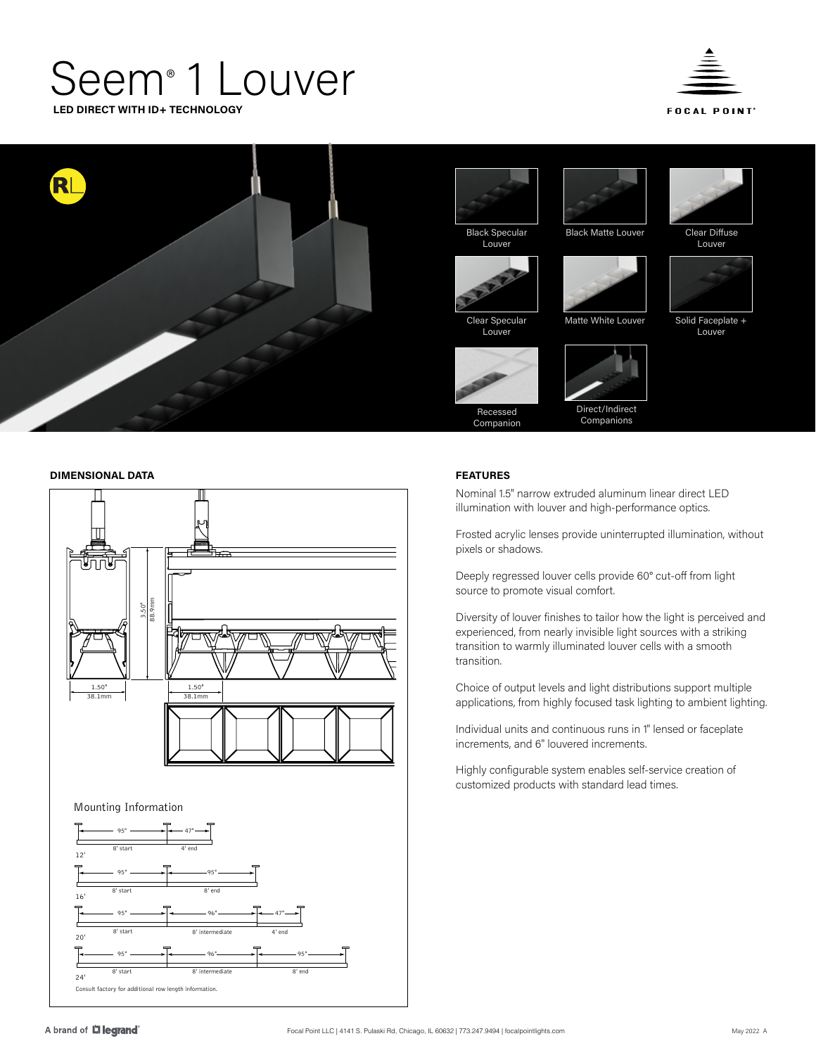# Seem® 1 Louver

**LED DIRECT WITH ID+ TECHNOLOGY**

FOCAL POINT®

RL

Black Specular Louver

Black Matte Louver

Clear Diffuse Louver

Clear Specular Louver

Matte White Louver

Solid Faceplate + Louver

Recessed Companion

Direct/Indirect Companions

## DIMENSIONAL DATA

3.50" 88.9mm

1.50" 38.1mm

1.50" 38.1mm

Mounting Information

12': 95" 8' start; 47" 4' end

16': 95" 8' start; 95" 8' end

20': 95" 8' start; 96" 8' intermediate; 47" 4' end

24': 95" 8' start; 96" 8' intermediate; 95" 8' end

Consult factory for additional row length information.

## FEATURES

Nominal 1.5" narrow extruded aluminum linear direct LED illumination with louver and high-performance optics.

Frosted acrylic lenses provide uninterrupted illumination, without pixels or shadows.

Deeply regressed louver cells provide 60° cut-off from light source to promote visual comfort.

Diversity of louver finishes to tailor how the light is perceived and experienced, from nearly invisible light sources with a striking transition to warmly illuminated louver cells with a smooth transition.

Choice of output levels and light distributions support multiple applications, from highly focused task lighting to ambient lighting.

Individual units and continuous runs in 1' lensed or faceplate increments, and 6" louvered increments.

Highly configurable system enables self-service creation of customized products with standard lead times.

A brand of legrand®

Focal Point LLC | 4141 S. Pulaski Rd, Chicago, IL 60632 | 773.247.9494 | focalpointlights.com

May 2022 A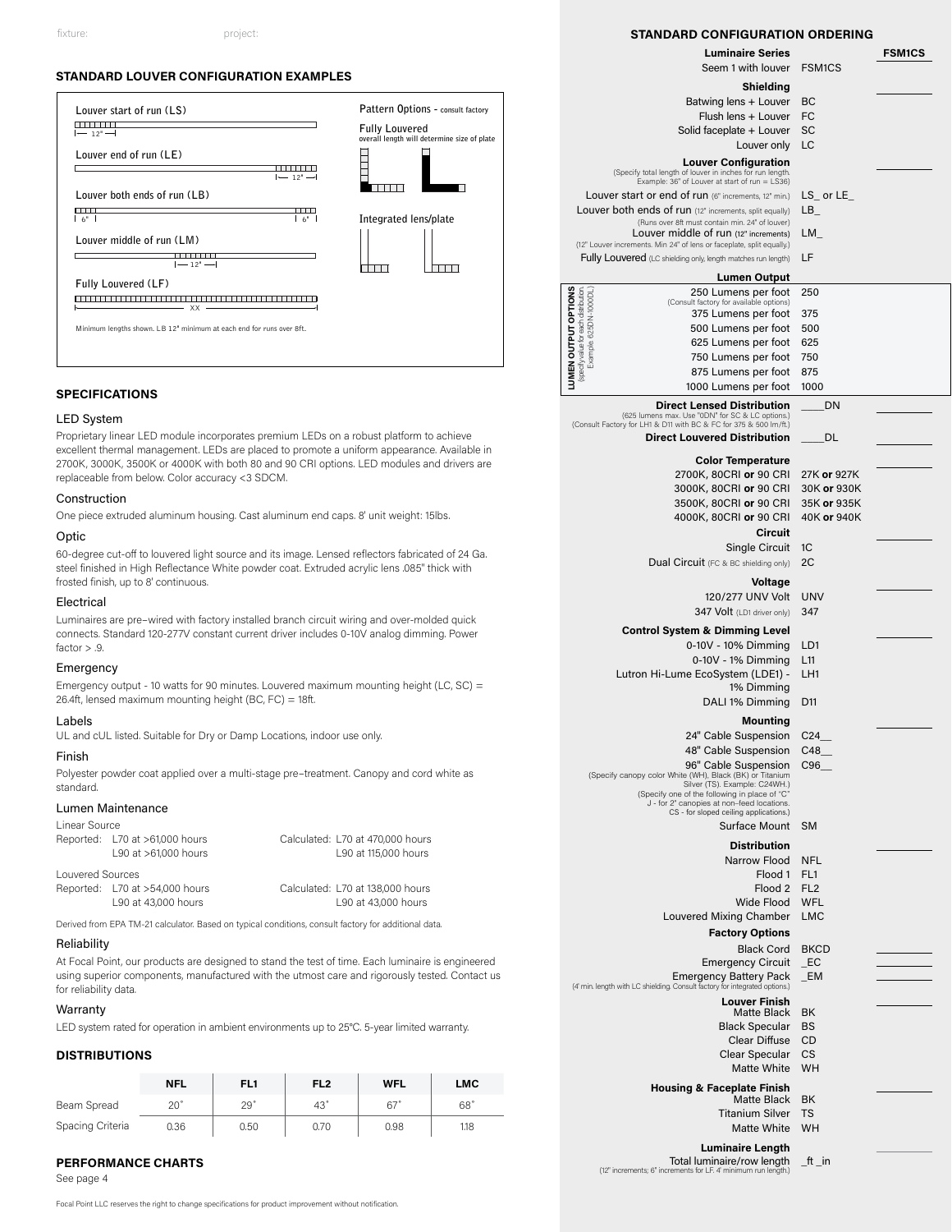fixture: project:

## STANDARD LOUVER CONFIGURATION EXAMPLES

Louver start of run (LS)

12"

Louver end of run (LE)

12"

Louver both ends of run (LB)

6" 6"

Louver middle of run (LM)

12"

Fully Louvered (LF)

XX

Minimum lengths shown. LB 12" minimum at each end for runs over 8ft.

Pattern Options - consult factory

Fully Louvered
overall length will determine size of plate

Integrated lens/plate

## SPECIFICATIONS

### LED System

Proprietary linear LED module incorporates premium LEDs on a robust platform to achieve excellent thermal management. LEDs are placed to promote a uniform appearance. Available in 2700K, 3000K, 3500K or 4000K with both 80 and 90 CRI options. LED modules and drivers are replaceable from below. Color accuracy <3 SDCM.

### Construction

One piece extruded aluminum housing. Cast aluminum end caps. 8' unit weight: 15lbs.

### Optic

60-degree cut-off to louvered light source and its image. Lensed reflectors fabricated of 24 Ga. steel finished in High Reflectance White powder coat. Extruded acrylic lens .085" thick with frosted finish, up to 8' continuous.

### Electrical

Luminaires are pre–wired with factory installed branch circuit wiring and over-molded quick connects. Standard 120-277V constant current driver includes 0-10V analog dimming. Power factor > .9.

### Emergency

Emergency output - 10 watts for 90 minutes. Louvered maximum mounting height (LC, SC) = 26.4ft, lensed maximum mounting height (BC, FC) = 18ft.

### Labels

UL and cUL listed. Suitable for Dry or Damp Locations, indoor use only.

### Finish

Polyester powder coat applied over a multi-stage pre–treatment. Canopy and cord white as standard.

### Lumen Maintenance

Linear Source

| | Reported | Calculated |
|---|---|---|
| | L70 at >61,000 hours | L70 at 470,000 hours |
| | L90 at >61,000 hours | L90 at 115,000 hours |

Louvered Sources

| | Reported | Calculated |
|---|---|---|
| | L70 at >54,000 hours | L70 at 138,000 hours |
| | L90 at 43,000 hours | L90 at 43,000 hours |

Derived from EPA TM-21 calculator. Based on typical conditions, consult factory for additional data.

### Reliability

At Focal Point, our products are designed to stand the test of time. Each luminaire is engineered using superior components, manufactured with the utmost care and rigorously tested. Contact us for reliability data.

### Warranty

LED system rated for operation in ambient environments up to 25°C. 5-year limited warranty.

## DISTRIBUTIONS

| | NFL | FL1 | FL2 | WFL | LMC |
|---|---|---|---|---|---|
| Beam Spread | 20˚ | 29˚ | 43˚ | 67˚ | 68˚ |
| Spacing Criteria | 0.36 | 0.50 | 0.70 | 0.98 | 1.18 |

## PERFORMANCE CHARTS

See page 4

Focal Point LLC reserves the right to change specifications for product improvement without notification.

## STANDARD CONFIGURATION ORDERING

| Option | Code | FSM1CS |
|---|---|---|
| **Luminaire Series** | | |
| Seem 1 with louver | FSM1CS | |
| **Shielding** | | |
| Batwing lens + Louver | BC | |
| Flush lens + Louver | FC | |
| Solid faceplate + Louver | SC | |
| Louver only | LC | |
| **Louver Configuration** (Specify total length of louver in inches for run length. Example: 36" of Louver at start of run = LS36) | | |
| Louver start or end of run (6" increments, 12" min.) | LS_ or LE_ | |
| Louver both ends of run (12" increments, split equally) (Runs over 8ft must contain min. 24" of louver) | LB_ | |
| Louver middle of run (12" increments) (12" Louver increments. Min 24" of lens or faceplate, split equally.) | LM_ | |
| Fully Louvered (LC shielding only, length matches run length) | LF | |
| **Lumen Output** — LUMEN OUTPUT OPTIONS (specify value for each distribution. Example: 625DN-1000DL) | | |
| 250 Lumens per foot (Consult factory for available options) | 250 | |
| 375 Lumens per foot | 375 | |
| 500 Lumens per foot | 500 | |
| 625 Lumens per foot | 625 | |
| 750 Lumens per foot | 750 | |
| 875 Lumens per foot | 875 | |
| 1000 Lumens per foot | 1000 | |
| **Direct Lensed Distribution** (625 lumens max. Use "0DN" for SC & LC options.) (Consult Factory for LH1 & D11 with BC & FC for 375 & 500 lm/ft.) | ____DN | |
| **Direct Louvered Distribution** | ____DL | |
| **Color Temperature** | | |
| 2700K, 80CRI **or** 90 CRI | 27K **or** 927K | |
| 3000K, 80CRI **or** 90 CRI | 30K **or** 930K | |
| 3500K, 80CRI **or** 90 CRI | 35K **or** 935K | |
| 4000K, 80CRI **or** 90 CRI | 40K **or** 940K | |
| **Circuit** | | |
| Single Circuit | 1C | |
| Dual Circuit (FC & BC shielding only) | 2C | |
| **Voltage** | | |
| 120/277 UNV Volt | UNV | |
| 347 Volt (LD1 driver only) | 347 | |
| **Control System & Dimming Level** | | |
| 0-10V - 10% Dimming | LD1 | |
| 0-10V - 1% Dimming | L11 | |
| Lutron Hi-Lume EcoSystem (LDE1) - 1% Dimming | LH1 | |
| DALI 1% Dimming | D11 | |
| **Mounting** | | |
| 24" Cable Suspension | C24__ | |
| 48" Cable Suspension | C48__ | |
| 96" Cable Suspension (Specify canopy color White (WH), Black (BK) or Titanium Silver (TS). Example: C24WH.) (Specify one of the following in place of "C" J - for 2" canopies at non-feed locations. CS - for sloped ceiling applications.) | C96__ | |
| Surface Mount | SM | |
| **Distribution** | | |
| Narrow Flood | NFL | |
| Flood 1 | FL1 | |
| Flood 2 | FL2 | |
| Wide Flood | WFL | |
| Louvered Mixing Chamber | LMC | |
| **Factory Options** | | |
| Black Cord | BKCD | |
| Emergency Circuit | _EC | |
| Emergency Battery Pack (4' min. length with LC shielding. Consult factory for integrated options.) | _EM | |
| **Louver Finish** | | |
| Matte Black | BK | |
| Black Specular | BS | |
| Clear Diffuse | CD | |
| Clear Specular | CS | |
| Matte White | WH | |
| **Housing & Faceplate Finish** | | |
| Matte Black | BK | |
| Titanium Silver | TS | |
| Matte White | WH | |
| **Luminaire Length** | | |
| Total luminaire/row length (12" increments; 6" increments for LF. 4' minimum run length.) | _ft _in | |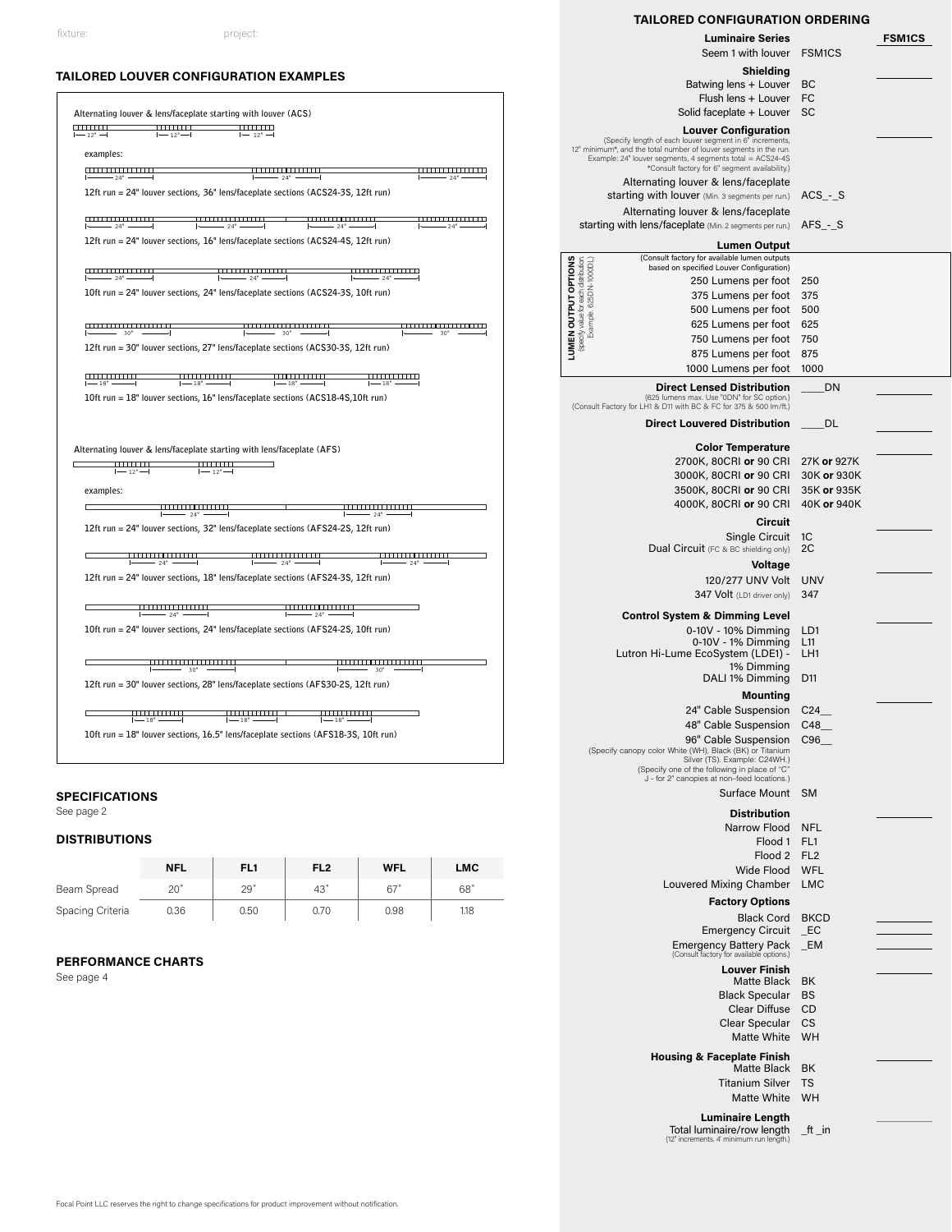fixture: project:

## TAILORED LOUVER CONFIGURATION EXAMPLES

Alternating louver & lens/faceplate starting with louver (ACS)

examples:

12ft run = 24" louver sections, 36" lens/faceplate sections (ACS24-3S, 12ft run)

12ft run = 24" louver sections, 16" lens/faceplate sections (ACS24-4S, 12ft run)

10ft run = 24" louver sections, 24" lens/faceplate sections (ACS24-3S, 10ft run)

12ft run = 30" louver sections, 27" lens/faceplate sections (ACS30-3S, 12ft run)

10ft run = 18" louver sections, 16" lens/faceplate sections (ACS18-4S,10ft run)

Alternating louver & lens/faceplate starting with lens/faceplate (AFS)

examples:

12ft run = 24" louver sections, 32" lens/faceplate sections (AFS24-2S, 12ft run)

12ft run = 24" louver sections, 18" lens/faceplate sections (AFS24-3S, 12ft run)

10ft run = 24" louver sections, 24" lens/faceplate sections (AFS24-2S, 10ft run)

12ft run = 30" louver sections, 28" lens/faceplate sections (AFS30-2S, 12ft run)

10ft run = 18" louver sections, 16.5" lens/faceplate sections (AFS18-3S, 10ft run)

## SPECIFICATIONS

See page 2

## DISTRIBUTIONS

| | NFL | FL1 | FL2 | WFL | LMC |
|---|---|---|---|---|---|
| Beam Spread | 20˚ | 29˚ | 43˚ | 67˚ | 68˚ |
| Spacing Criteria | 0.36 | 0.50 | 0.70 | 0.98 | 1.18 |

## PERFORMANCE CHARTS

See page 4

## TAILORED CONFIGURATION ORDERING

**Luminaire Series** — **FSM1CS**
- Seem 1 with louver: FSM1CS

**Shielding**
- Batwing lens + Louver: BC
- Flush lens + Louver: FC
- Solid faceplate + Louver: SC

**Louver Configuration**
(Specify length of each louver segment in 6" increments, 12" minimum*, and the total number of louver segments in the run. Example: 24" louver segments, 4 segments total = ACS24-4S *Consult factory for 6" segment availability.)
- Alternating louver & lens/faceplate starting with louver (Min. 3 segments per run.): ACS_-_S
- Alternating louver & lens/faceplate starting with lens/faceplate (Min. 2 segments per run.): AFS_-_S

**Lumen Output**
(Consult factory for available lumen outputs based on specified Louver Configuration)

LUMEN OUTPUT OPTIONS (specify value for each distribution. Example: 625DN-1000DL)
- 250 Lumens per foot: 250
- 375 Lumens per foot: 375
- 500 Lumens per foot: 500
- 625 Lumens per foot: 625
- 750 Lumens per foot: 750
- 875 Lumens per foot: 875
- 1000 Lumens per foot: 1000

**Direct Lensed Distribution**: ____DN
(625 lumens max. Use "0DN" for SC option.) (Consult Factory for LH1 & D11 with BC & FC for 375 & 500 lm/ft.)

**Direct Louvered Distribution**: ____DL

**Color Temperature**
- 2700K, 80CRI **or** 90 CRI: 27K **or** 927K
- 3000K, 80CRI **or** 90 CRI: 30K **or** 930K
- 3500K, 80CRI **or** 90 CRI: 35K **or** 935K
- 4000K, 80CRI **or** 90 CRI: 40K **or** 940K

**Circuit**
- Single Circuit: 1C
- Dual Circuit (FC & BC shielding only): 2C

**Voltage**
- 120/277 UNV Volt: UNV
- 347 Volt (LD1 driver only): 347

**Control System & Dimming Level**
- 0-10V - 10% Dimming: LD1
- 0-10V - 1% Dimming: L11
- Lutron Hi-Lume EcoSystem (LDE1) - 1% Dimming: LH1
- DALI 1% Dimming: D11

**Mounting**
- 24" Cable Suspension: C24__
- 48" Cable Suspension: C48__
- 96" Cable Suspension: C96__

(Specify canopy color White (WH), Black (BK) or Titanium Silver (TS). Example: C24WH.) (Specify one of the following in place of "C" J - for 2" canopies at non-feed locations.)
- Surface Mount: SM

**Distribution**
- Narrow Flood: NFL
- Flood 1: FL1
- Flood 2: FL2
- Wide Flood: WFL
- Louvered Mixing Chamber: LMC

**Factory Options**
- Black Cord: BKCD
- Emergency Circuit: _EC
- Emergency Battery Pack: _EM (Consult factory for available options.)

**Louver Finish**
- Matte Black: BK
- Black Specular: BS
- Clear Diffuse: CD
- Clear Specular: CS
- Matte White: WH

**Housing & Faceplate Finish**
- Matte Black: BK
- Titanium Silver: TS
- Matte White: WH

**Luminaire Length**
- Total luminaire/row length: _ft _in (12" increments. 4' minimum run length.)

Focal Point LLC reserves the right to change specifications for product improvement without notification.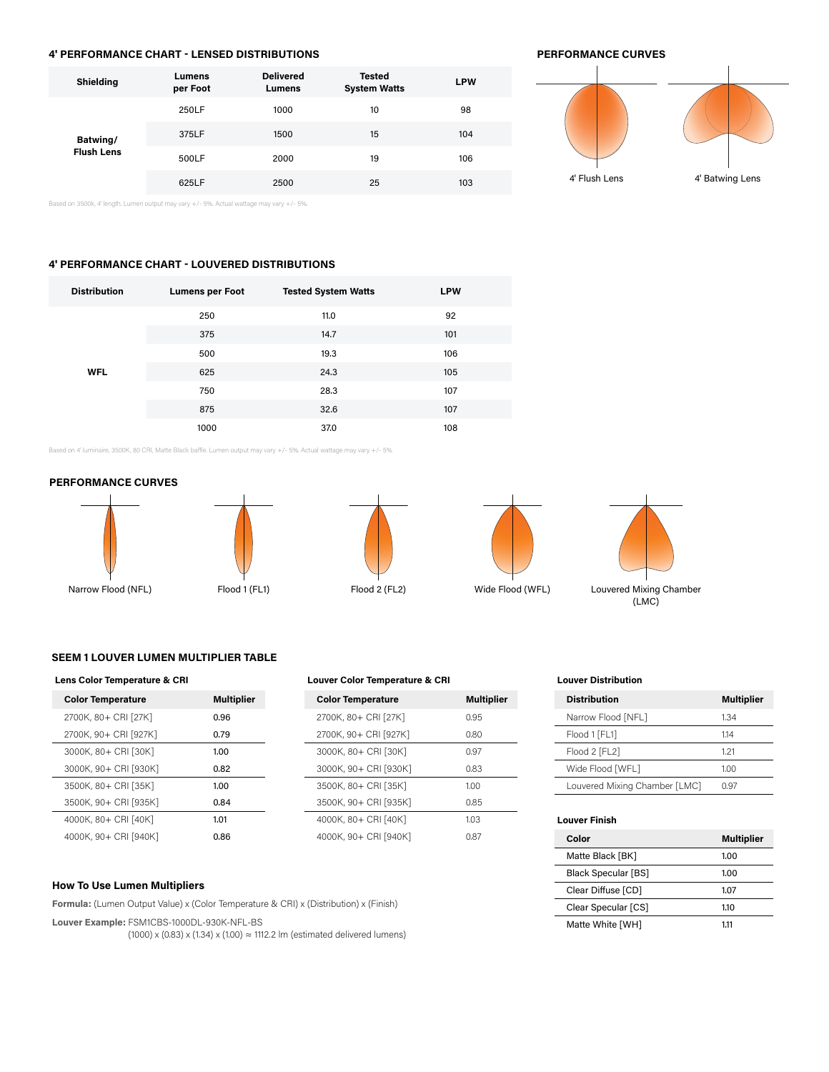### 4' PERFORMANCE CHART - LENSED DISTRIBUTIONS

| Shielding | Lumens per Foot | Delivered Lumens | Tested System Watts | LPW |
|---|---|---|---|---|
| Batwing/ Flush Lens | 250LF | 1000 | 10 | 98 |
| | 375LF | 1500 | 15 | 104 |
| | 500LF | 2000 | 19 | 106 |
| | 625LF | 2500 | 25 | 103 |

Based on 3500k, 4' length. Lumen output may vary +/- 5%. Actual wattage may vary +/- 5%.

### PERFORMANCE CURVES

4' Flush Lens

4' Batwing Lens

### 4' PERFORMANCE CHART - LOUVERED DISTRIBUTIONS

| Distribution | Lumens per Foot | Tested System Watts | LPW |
|---|---|---|---|
| WFL | 250 | 11.0 | 92 |
| | 375 | 14.7 | 101 |
| | 500 | 19.3 | 106 |
| | 625 | 24.3 | 105 |
| | 750 | 28.3 | 107 |
| | 875 | 32.6 | 107 |
| | 1000 | 37.0 | 108 |

Based on 4' luminaire, 3500K, 80 CRI, Matte Black baffle. Lumen output may vary +/- 5%. Actual wattage may vary +/- 5%

### PERFORMANCE CURVES

Narrow Flood (NFL)

Flood 1 (FL1)

Flood 2 (FL2)

Wide Flood (WFL)

Louvered Mixing Chamber (LMC)

### SEEM 1 LOUVER LUMEN MULTIPLIER TABLE

**Lens Color Temperature & CRI**

| Color Temperature | Multiplier |
|---|---|
| 2700K, 80+ CRI [27K] | 0.96 |
| 2700K, 90+ CRI [927K] | 0.79 |
| 3000K, 80+ CRI [30K] | 1.00 |
| 3000K, 90+ CRI [930K] | 0.82 |
| 3500K, 80+ CRI [35K] | 1.00 |
| 3500K, 90+ CRI [935K] | 0.84 |
| 4000K, 80+ CRI [40K] | 1.01 |
| 4000K, 90+ CRI [940K] | 0.86 |

**Louver Color Temperature & CRI**

| Color Temperature | Multiplier |
|---|---|
| 2700K, 80+ CRI [27K] | 0.95 |
| 2700K, 90+ CRI [927K] | 0.80 |
| 3000K, 80+ CRI [30K] | 0.97 |
| 3000K, 90+ CRI [930K] | 0.83 |
| 3500K, 80+ CRI [35K] | 1.00 |
| 3500K, 90+ CRI [935K] | 0.85 |
| 4000K, 80+ CRI [40K] | 1.03 |
| 4000K, 90+ CRI [940K] | 0.87 |

**Louver Distribution**

| Distribution | Multiplier |
|---|---|
| Narrow Flood [NFL] | 1.34 |
| Flood 1 [FL1] | 1.14 |
| Flood 2 [FL2] | 1.21 |
| Wide Flood [WFL] | 1.00 |
| Louvered Mixing Chamber [LMC] | 0.97 |

**Louver Finish**

| Color | Multiplier |
|---|---|
| Matte Black [BK] | 1.00 |
| Black Specular [BS] | 1.00 |
| Clear Diffuse [CD] | 1.07 |
| Clear Specular [CS] | 1.10 |
| Matte White [WH] | 1.11 |

#### How To Use Lumen Multipliers

**Formula:** (Lumen Output Value) x (Color Temperature & CRI) x (Distribution) x (Finish)

**Louver Example:** FSM1CBS-1000DL-930K-NFL-BS
(1000) x (0.83) x (1.34) x (1.00) ≈ 1112.2 lm (estimated delivered lumens)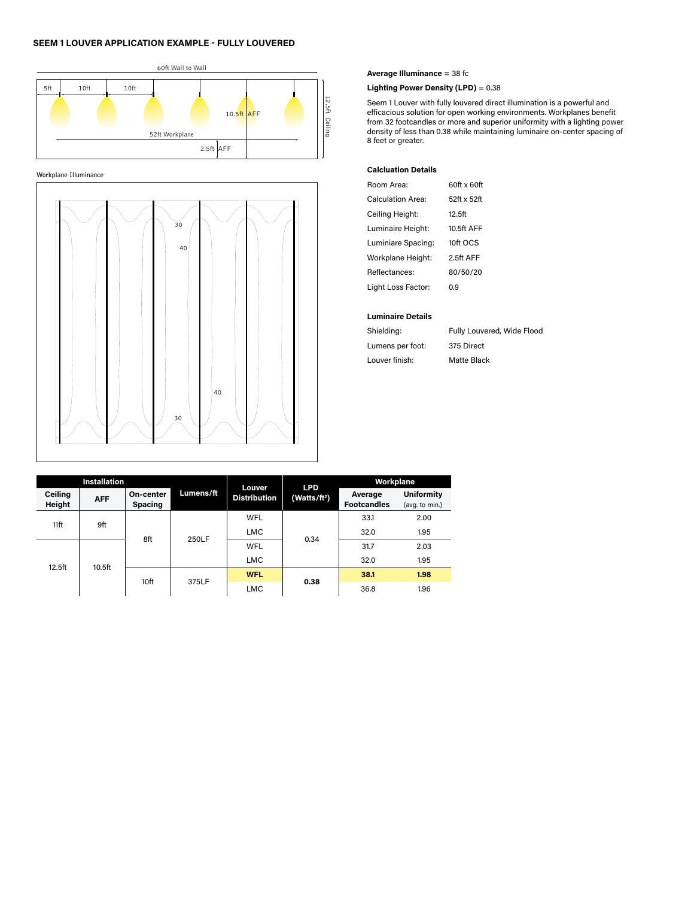## SEEM 1 LOUVER APPLICATION EXAMPLE - FULLY LOUVERED

60ft Wall to Wall

5ft

10ft

10ft

10.5ft AFF

52ft Workplane

2.5ft AFF

12.5ft Ceiling

Workplane Illuminance

30

40

40

30

**Average Illuminance** = 38 fc

**Lighting Power Density (LPD)** = 0.38

Seem 1 Louver with fully louvered direct illumination is a powerful and efficacious solution for open working environments. Workplanes benefit from 32 footcandles or more and superior uniformity with a lighting power density of less than 0.38 while maintaining luminaire on-center spacing of 8 feet or greater.

### Calcluation Details

| | |
|---|---|
| Room Area: | 60ft x 60ft |
| Calculation Area: | 52ft x 52ft |
| Ceiling Height: | 12.5ft |
| Luminaire Height: | 10.5ft AFF |
| Luminiare Spacing: | 10ft OCS |
| Workplane Height: | 2.5ft AFF |
| Reflectances: | 80/50/20 |
| Light Loss Factor: | 0.9 |

### Luminaire Details

| | |
|---|---|
| Shielding: | Fully Louvered, Wide Flood |
| Lumens per foot: | 375 Direct |
| Louver finish: | Matte Black |

| Installation | | | Lumens/ft | Louver Distribution | LPD (Watts/ft²) | Workplane | |
|---|---|---|---|---|---|---|---|
| Ceiling Height | AFF | On-center Spacing | | | | Average Footcandles | Uniformity (avg. to min.) |
| 11ft | 9ft | 8ft | 250LF | WFL | 0.34 | 33.1 | 2.00 |
| | | | | LMC | | 32.0 | 1.95 |
| 12.5ft | 10.5ft | | | WFL | | 31.7 | 2.03 |
| | | | | LMC | | 32.0 | 1.95 |
| | | 10ft | 375LF | **WFL** | **0.38** | **38.1** | **1.98** |
| | | | | LMC | | 36.8 | 1.96 |